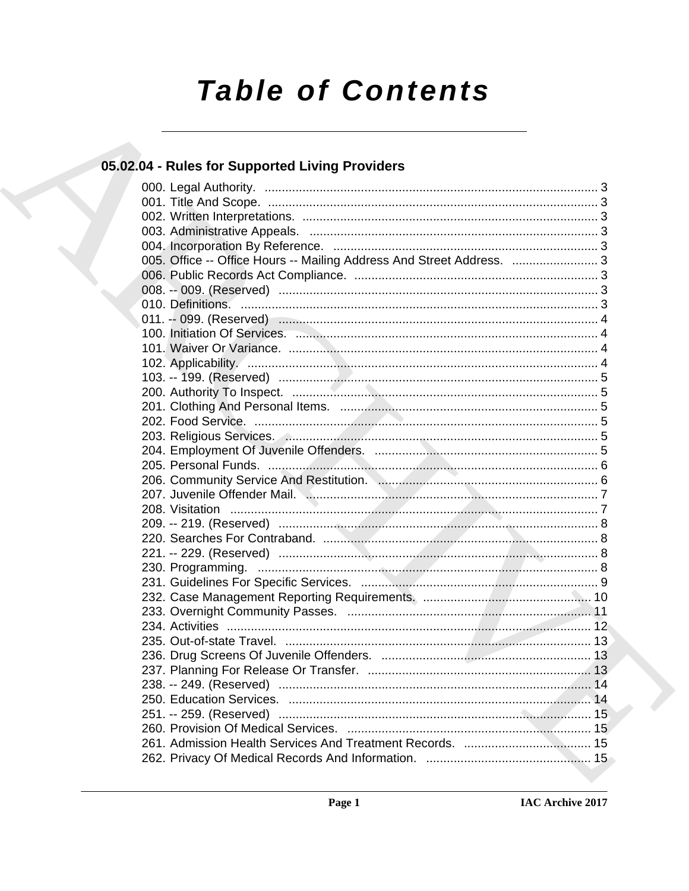# Table of Contents

## 05.02.04 - Rules for Supported Living Providers

000. Legal Authority. ........ 3
001. Title And Scope. ........ 3
002. Written Interpretations. ........ 3
003. Administrative Appeals. ........ 3
004. Incorporation By Reference. ........ 3
005. Office -- Office Hours -- Mailing Address And Street Address. ........ 3
006. Public Records Act Compliance. ........ 3
008. -- 009. (Reserved) ........ 3
010. Definitions. ........ 3
011. -- 099. (Reserved) ........ 4
100. Initiation Of Services. ........ 4
101. Waiver Or Variance. ........ 4
102. Applicability. ........ 4
103. -- 199. (Reserved) ........ 5
200. Authority To Inspect. ........ 5
201. Clothing And Personal Items. ........ 5
202. Food Service. ........ 5
203. Religious Services. ........ 5
204. Employment Of Juvenile Offenders. ........ 5
205. Personal Funds. ........ 6
206. Community Service And Restitution. ........ 6
207. Juvenile Offender Mail. ........ 7
208. Visitation ........ 7
209. -- 219. (Reserved) ........ 8
220. Searches For Contraband. ........ 8
221. -- 229. (Reserved) ........ 8
230. Programming. ........ 8
231. Guidelines For Specific Services. ........ 9
232. Case Management Reporting Requirements. ........ 10
233. Overnight Community Passes. ........ 11
234. Activities ........ 12
235. Out-of-state Travel. ........ 13
236. Drug Screens Of Juvenile Offenders. ........ 13
237. Planning For Release Or Transfer. ........ 13
238. -- 249. (Reserved) ........ 14
250. Education Services. ........ 14
251. -- 259. (Reserved) ........ 15
260. Provision Of Medical Services. ........ 15
261. Admission Health Services And Treatment Records. ........ 15
262. Privacy Of Medical Records And Information. ........ 15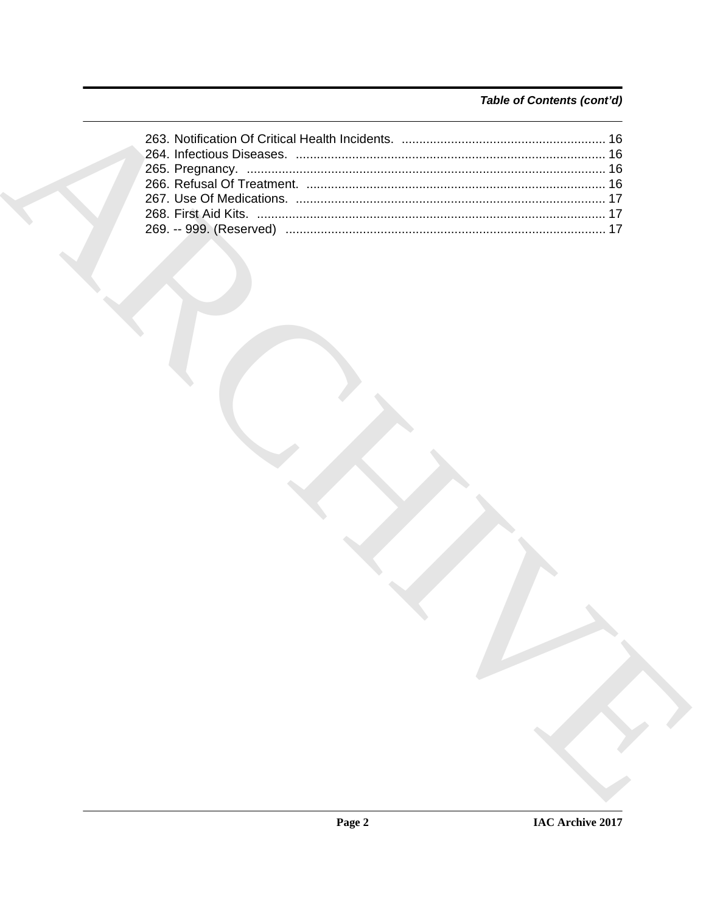*Table of Contents (cont'd)*

263. Notification Of Critical Health Incidents. .......................................................... 16
264. Infectious Diseases. ....................................................................................... 16
265. Pregnancy. ..................................................................................................... 16
266. Refusal Of Treatment. .................................................................................... 16
267. Use Of Medications. ....................................................................................... 17
268. First Aid Kits. .................................................................................................. 17
269. -- 999. (Reserved) .......................................................................................... 17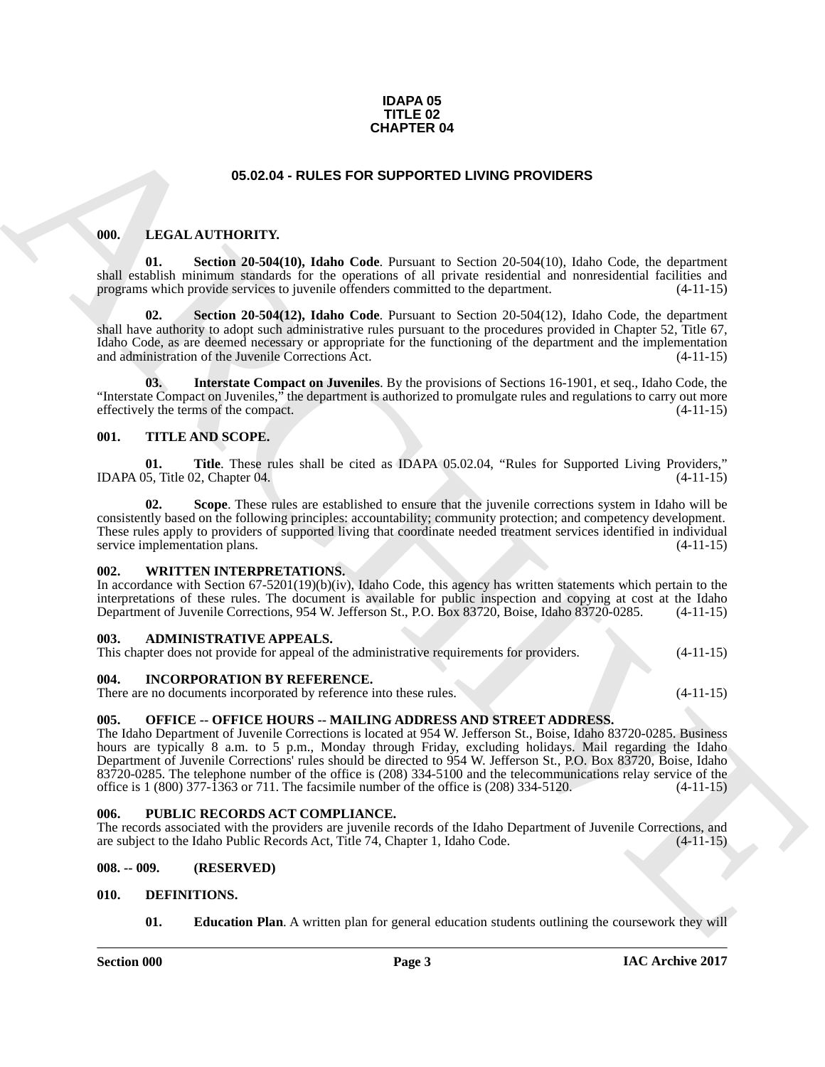**IDAPA 05**
**TITLE 02**
**CHAPTER 04**

# 05.02.04 - RULES FOR SUPPORTED LIVING PROVIDERS

## 000. LEGAL AUTHORITY.

**01. Section 20-504(10), Idaho Code**. Pursuant to Section 20-504(10), Idaho Code, the department shall establish minimum standards for the operations of all private residential and nonresidential facilities and programs which provide services to juvenile offenders committed to the department. (4-11-15)

**02. Section 20-504(12), Idaho Code**. Pursuant to Section 20-504(12), Idaho Code, the department shall have authority to adopt such administrative rules pursuant to the procedures provided in Chapter 52, Title 67, Idaho Code, as are deemed necessary or appropriate for the functioning of the department and the implementation and administration of the Juvenile Corrections Act. (4-11-15)

**03. Interstate Compact on Juveniles**. By the provisions of Sections 16-1901, et seq., Idaho Code, the "Interstate Compact on Juveniles," the department is authorized to promulgate rules and regulations to carry out more effectively the terms of the compact. (4-11-15)

## 001. TITLE AND SCOPE.

**01. Title**. These rules shall be cited as IDAPA 05.02.04, "Rules for Supported Living Providers," IDAPA 05, Title 02, Chapter 04. (4-11-15)

**02. Scope**. These rules are established to ensure that the juvenile corrections system in Idaho will be consistently based on the following principles: accountability; community protection; and competency development. These rules apply to providers of supported living that coordinate needed treatment services identified in individual service implementation plans. (4-11-15)

## 002. WRITTEN INTERPRETATIONS.

In accordance with Section 67-5201(19)(b)(iv), Idaho Code, this agency has written statements which pertain to the interpretations of these rules. The document is available for public inspection and copying at cost at the Idaho Department of Juvenile Corrections, 954 W. Jefferson St., P.O. Box 83720, Boise, Idaho 83720-0285. (4-11-15)

## 003. ADMINISTRATIVE APPEALS.

This chapter does not provide for appeal of the administrative requirements for providers. (4-11-15)

## 004. INCORPORATION BY REFERENCE.

There are no documents incorporated by reference into these rules. (4-11-15)

## 005. OFFICE -- OFFICE HOURS -- MAILING ADDRESS AND STREET ADDRESS.

The Idaho Department of Juvenile Corrections is located at 954 W. Jefferson St., Boise, Idaho 83720-0285. Business hours are typically 8 a.m. to 5 p.m., Monday through Friday, excluding holidays. Mail regarding the Idaho Department of Juvenile Corrections' rules should be directed to 954 W. Jefferson St., P.O. Box 83720, Boise, Idaho 83720-0285. The telephone number of the office is (208) 334-5100 and the telecommunications relay service of the office is 1 (800) 377-1363 or 711. The facsimile number of the office is (208) 334-5120. (4-11-15)

## 006. PUBLIC RECORDS ACT COMPLIANCE.

The records associated with the providers are juvenile records of the Idaho Department of Juvenile Corrections, and are subject to the Idaho Public Records Act, Title 74, Chapter 1, Idaho Code. (4-11-15)

## 008. -- 009. (RESERVED)

## 010. DEFINITIONS.

**01. Education Plan**. A written plan for general education students outlining the coursework they will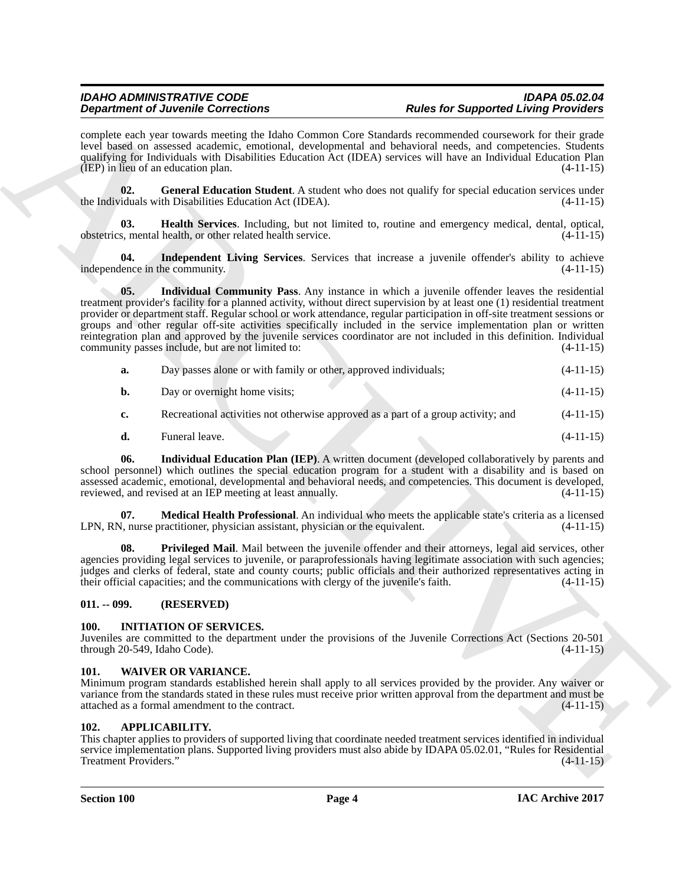complete each year towards meeting the Idaho Common Core Standards recommended coursework for their grade level based on assessed academic, emotional, developmental and behavioral needs, and competencies. Students qualifying for Individuals with Disabilities Education Act (IDEA) services will have an Individual Education Plan (IEP) in lieu of an education plan. (4-11-15)

**02. General Education Student**. A student who does not qualify for special education services under the Individuals with Disabilities Education Act (IDEA). (4-11-15)

**03. Health Services**. Including, but not limited to, routine and emergency medical, dental, optical, obstetrics, mental health, or other related health service. (4-11-15)

**04. Independent Living Services**. Services that increase a juvenile offender's ability to achieve independence in the community. (4-11-15)

**05. Individual Community Pass**. Any instance in which a juvenile offender leaves the residential treatment provider's facility for a planned activity, without direct supervision by at least one (1) residential treatment provider or department staff. Regular school or work attendance, regular participation in off-site treatment sessions or groups and other regular off-site activities specifically included in the service implementation plan or written reintegration plan and approved by the juvenile services coordinator are not included in this definition. Individual community passes include, but are not limited to: (4-11-15)

**a.** Day passes alone or with family or other, approved individuals; (4-11-15)

**b.** Day or overnight home visits; (4-11-15)

**c.** Recreational activities not otherwise approved as a part of a group activity; and (4-11-15)

**d.** Funeral leave. (4-11-15)

**06. Individual Education Plan (IEP)**. A written document (developed collaboratively by parents and school personnel) which outlines the special education program for a student with a disability and is based on assessed academic, emotional, developmental and behavioral needs, and competencies. This document is developed, reviewed, and revised at an IEP meeting at least annually. (4-11-15)

**07. Medical Health Professional**. An individual who meets the applicable state's criteria as a licensed LPN, RN, nurse practitioner, physician assistant, physician or the equivalent. (4-11-15)

**08. Privileged Mail**. Mail between the juvenile offender and their attorneys, legal aid services, other agencies providing legal services to juvenile, or paraprofessionals having legitimate association with such agencies; judges and clerks of federal, state and county courts; public officials and their authorized representatives acting in their official capacities; and the communications with clergy of the juvenile's faith. (4-11-15)

## 011. -- 099. (RESERVED)

## 100. INITIATION OF SERVICES.

Juveniles are committed to the department under the provisions of the Juvenile Corrections Act (Sections 20-501 through 20-549, Idaho Code). (4-11-15)

## 101. WAIVER OR VARIANCE.

Minimum program standards established herein shall apply to all services provided by the provider. Any waiver or variance from the standards stated in these rules must receive prior written approval from the department and must be attached as a formal amendment to the contract. (4-11-15)

## 102. APPLICABILITY.

This chapter applies to providers of supported living that coordinate needed treatment services identified in individual service implementation plans. Supported living providers must also abide by IDAPA 05.02.01, "Rules for Residential Treatment Providers." (4-11-15)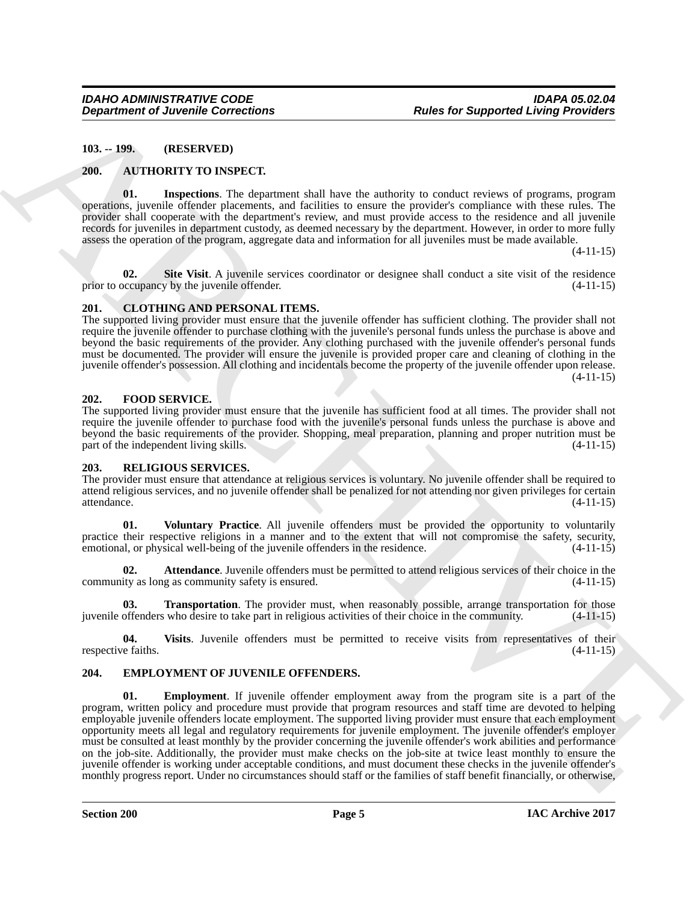**103. -- 199. (RESERVED)**

**200. AUTHORITY TO INSPECT.**

**01. Inspections**. The department shall have the authority to conduct reviews of programs, program operations, juvenile offender placements, and facilities to ensure the provider's compliance with these rules. The provider shall cooperate with the department's review, and must provide access to the residence and all juvenile records for juveniles in department custody, as deemed necessary by the department. However, in order to more fully assess the operation of the program, aggregate data and information for all juveniles must be made available. (4-11-15)

**02. Site Visit**. A juvenile services coordinator or designee shall conduct a site visit of the residence prior to occupancy by the juvenile offender. (4-11-15)

**201. CLOTHING AND PERSONAL ITEMS.**

The supported living provider must ensure that the juvenile offender has sufficient clothing. The provider shall not require the juvenile offender to purchase clothing with the juvenile's personal funds unless the purchase is above and beyond the basic requirements of the provider. Any clothing purchased with the juvenile offender's personal funds must be documented. The provider will ensure the juvenile is provided proper care and cleaning of clothing in the juvenile offender's possession. All clothing and incidentals become the property of the juvenile offender upon release. (4-11-15)

**202. FOOD SERVICE.**

The supported living provider must ensure that the juvenile has sufficient food at all times. The provider shall not require the juvenile offender to purchase food with the juvenile's personal funds unless the purchase is above and beyond the basic requirements of the provider. Shopping, meal preparation, planning and proper nutrition must be part of the independent living skills. (4-11-15)

**203. RELIGIOUS SERVICES.**

The provider must ensure that attendance at religious services is voluntary. No juvenile offender shall be required to attend religious services, and no juvenile offender shall be penalized for not attending nor given privileges for certain attendance. (4-11-15)

**01. Voluntary Practice**. All juvenile offenders must be provided the opportunity to voluntarily practice their respective religions in a manner and to the extent that will not compromise the safety, security, emotional, or physical well-being of the juvenile offenders in the residence. (4-11-15)

**02. Attendance**. Juvenile offenders must be permitted to attend religious services of their choice in the community as long as community safety is ensured. (4-11-15)

**03. Transportation**. The provider must, when reasonably possible, arrange transportation for those juvenile offenders who desire to take part in religious activities of their choice in the community. (4-11-15)

**04. Visits**. Juvenile offenders must be permitted to receive visits from representatives of their respective faiths. (4-11-15)

**204. EMPLOYMENT OF JUVENILE OFFENDERS.**

**01. Employment**. If juvenile offender employment away from the program site is a part of the program, written policy and procedure must provide that program resources and staff time are devoted to helping employable juvenile offenders locate employment. The supported living provider must ensure that each employment opportunity meets all legal and regulatory requirements for juvenile employment. The juvenile offender's employer must be consulted at least monthly by the provider concerning the juvenile offender's work abilities and performance on the job-site. Additionally, the provider must make checks on the job-site at twice least monthly to ensure the juvenile offender is working under acceptable conditions, and must document these checks in the juvenile offender's monthly progress report. Under no circumstances should staff or the families of staff benefit financially, or otherwise,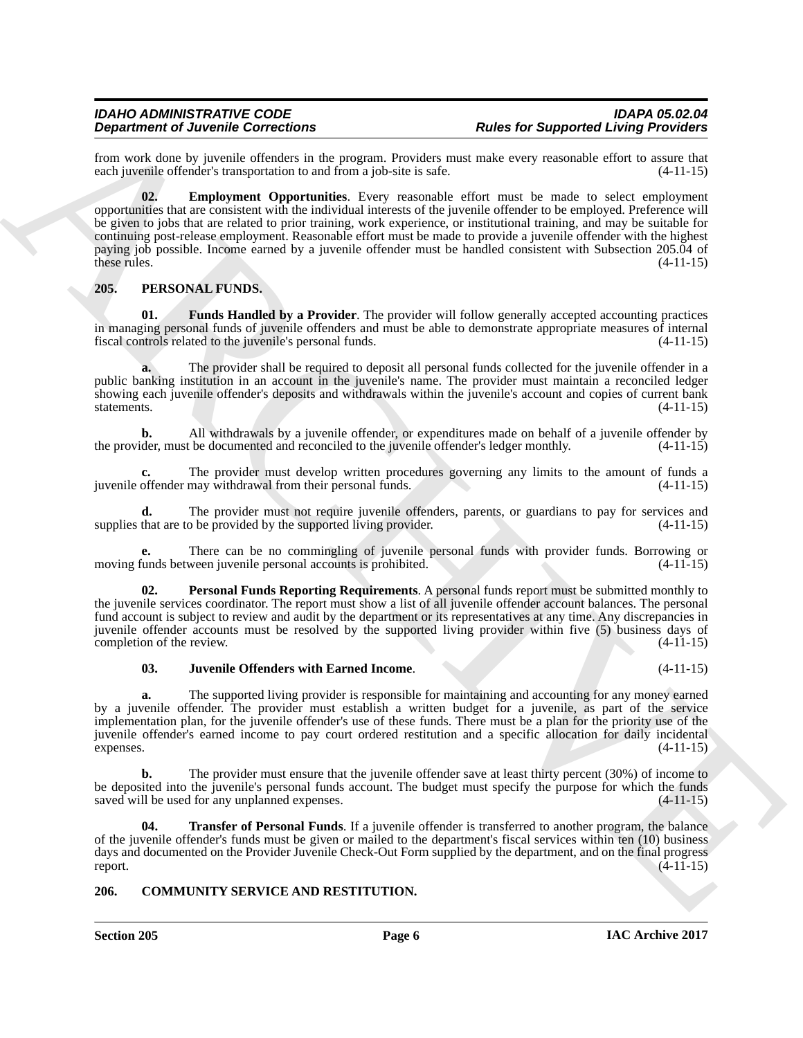from work done by juvenile offenders in the program. Providers must make every reasonable effort to assure that each juvenile offender's transportation to and from a job-site is safe. (4-11-15)

**02. Employment Opportunities**. Every reasonable effort must be made to select employment opportunities that are consistent with the individual interests of the juvenile offender to be employed. Preference will be given to jobs that are related to prior training, work experience, or institutional training, and may be suitable for continuing post-release employment. Reasonable effort must be made to provide a juvenile offender with the highest paying job possible. Income earned by a juvenile offender must be handled consistent with Subsection 205.04 of these rules. (4-11-15)

## 205. PERSONAL FUNDS.

**01. Funds Handled by a Provider**. The provider will follow generally accepted accounting practices in managing personal funds of juvenile offenders and must be able to demonstrate appropriate measures of internal fiscal controls related to the juvenile's personal funds. (4-11-15)

**a.** The provider shall be required to deposit all personal funds collected for the juvenile offender in a public banking institution in an account in the juvenile's name. The provider must maintain a reconciled ledger showing each juvenile offender's deposits and withdrawals within the juvenile's account and copies of current bank statements. (4-11-15)

**b.** All withdrawals by a juvenile offender, or expenditures made on behalf of a juvenile offender by the provider, must be documented and reconciled to the juvenile offender's ledger monthly. (4-11-15)

**c.** The provider must develop written procedures governing any limits to the amount of funds a juvenile offender may withdrawal from their personal funds. (4-11-15)

**d.** The provider must not require juvenile offenders, parents, or guardians to pay for services and supplies that are to be provided by the supported living provider. (4-11-15)

**e.** There can be no commingling of juvenile personal funds with provider funds. Borrowing or moving funds between juvenile personal accounts is prohibited. (4-11-15)

**02. Personal Funds Reporting Requirements**. A personal funds report must be submitted monthly to the juvenile services coordinator. The report must show a list of all juvenile offender account balances. The personal fund account is subject to review and audit by the department or its representatives at any time. Any discrepancies in juvenile offender accounts must be resolved by the supported living provider within five (5) business days of completion of the review. (4-11-15)

**03. Juvenile Offenders with Earned Income**. (4-11-15)

**a.** The supported living provider is responsible for maintaining and accounting for any money earned by a juvenile offender. The provider must establish a written budget for a juvenile, as part of the service implementation plan, for the juvenile offender's use of these funds. There must be a plan for the priority use of the juvenile offender's earned income to pay court ordered restitution and a specific allocation for daily incidental expenses. (4-11-15)

**b.** The provider must ensure that the juvenile offender save at least thirty percent (30%) of income to be deposited into the juvenile's personal funds account. The budget must specify the purpose for which the funds saved will be used for any unplanned expenses. (4-11-15)

**04. Transfer of Personal Funds**. If a juvenile offender is transferred to another program, the balance of the juvenile offender's funds must be given or mailed to the department's fiscal services within ten (10) business days and documented on the Provider Juvenile Check-Out Form supplied by the department, and on the final progress report. (4-11-15)

## 206. COMMUNITY SERVICE AND RESTITUTION.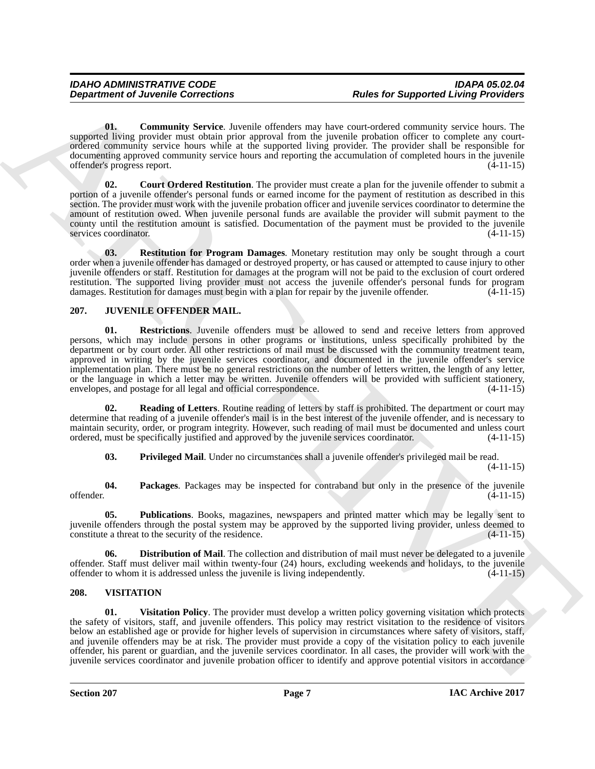**01. Community Service**. Juvenile offenders may have court-ordered community service hours. The supported living provider must obtain prior approval from the juvenile probation officer to complete any court-ordered community service hours while at the supported living provider. The provider shall be responsible for documenting approved community service hours and reporting the accumulation of completed hours in the juvenile offender's progress report. (4-11-15)

**02. Court Ordered Restitution**. The provider must create a plan for the juvenile offender to submit a portion of a juvenile offender's personal funds or earned income for the payment of restitution as described in this section. The provider must work with the juvenile probation officer and juvenile services coordinator to determine the amount of restitution owed. When juvenile personal funds are available the provider will submit payment to the county until the restitution amount is satisfied. Documentation of the payment must be provided to the juvenile services coordinator. (4-11-15)

**03. Restitution for Program Damages**. Monetary restitution may only be sought through a court order when a juvenile offender has damaged or destroyed property, or has caused or attempted to cause injury to other juvenile offenders or staff. Restitution for damages at the program will not be paid to the exclusion of court ordered restitution. The supported living provider must not access the juvenile offender's personal funds for program damages. Restitution for damages must begin with a plan for repair by the juvenile offender. (4-11-15)

## 207. JUVENILE OFFENDER MAIL.

**01. Restrictions**. Juvenile offenders must be allowed to send and receive letters from approved persons, which may include persons in other programs or institutions, unless specifically prohibited by the department or by court order. All other restrictions of mail must be discussed with the community treatment team, approved in writing by the juvenile services coordinator, and documented in the juvenile offender's service implementation plan. There must be no general restrictions on the number of letters written, the length of any letter, or the language in which a letter may be written. Juvenile offenders will be provided with sufficient stationery, envelopes, and postage for all legal and official correspondence. (4-11-15)

**02. Reading of Letters**. Routine reading of letters by staff is prohibited. The department or court may determine that reading of a juvenile offender's mail is in the best interest of the juvenile offender, and is necessary to maintain security, order, or program integrity. However, such reading of mail must be documented and unless court ordered, must be specifically justified and approved by the juvenile services coordinator. (4-11-15)

**03. Privileged Mail**. Under no circumstances shall a juvenile offender's privileged mail be read. (4-11-15)

**04. Packages**. Packages may be inspected for contraband but only in the presence of the juvenile offender. (4-11-15)

**05. Publications**. Books, magazines, newspapers and printed matter which may be legally sent to juvenile offenders through the postal system may be approved by the supported living provider, unless deemed to constitute a threat to the security of the residence. (4-11-15)

**06. Distribution of Mail**. The collection and distribution of mail must never be delegated to a juvenile offender. Staff must deliver mail within twenty-four (24) hours, excluding weekends and holidays, to the juvenile offender to whom it is addressed unless the juvenile is living independently. (4-11-15)

## 208. VISITATION

**01. Visitation Policy**. The provider must develop a written policy governing visitation which protects the safety of visitors, staff, and juvenile offenders. This policy may restrict visitation to the residence of visitors below an established age or provide for higher levels of supervision in circumstances where safety of visitors, staff, and juvenile offenders may be at risk. The provider must provide a copy of the visitation policy to each juvenile offender, his parent or guardian, and the juvenile services coordinator. In all cases, the provider will work with the juvenile services coordinator and juvenile probation officer to identify and approve potential visitors in accordance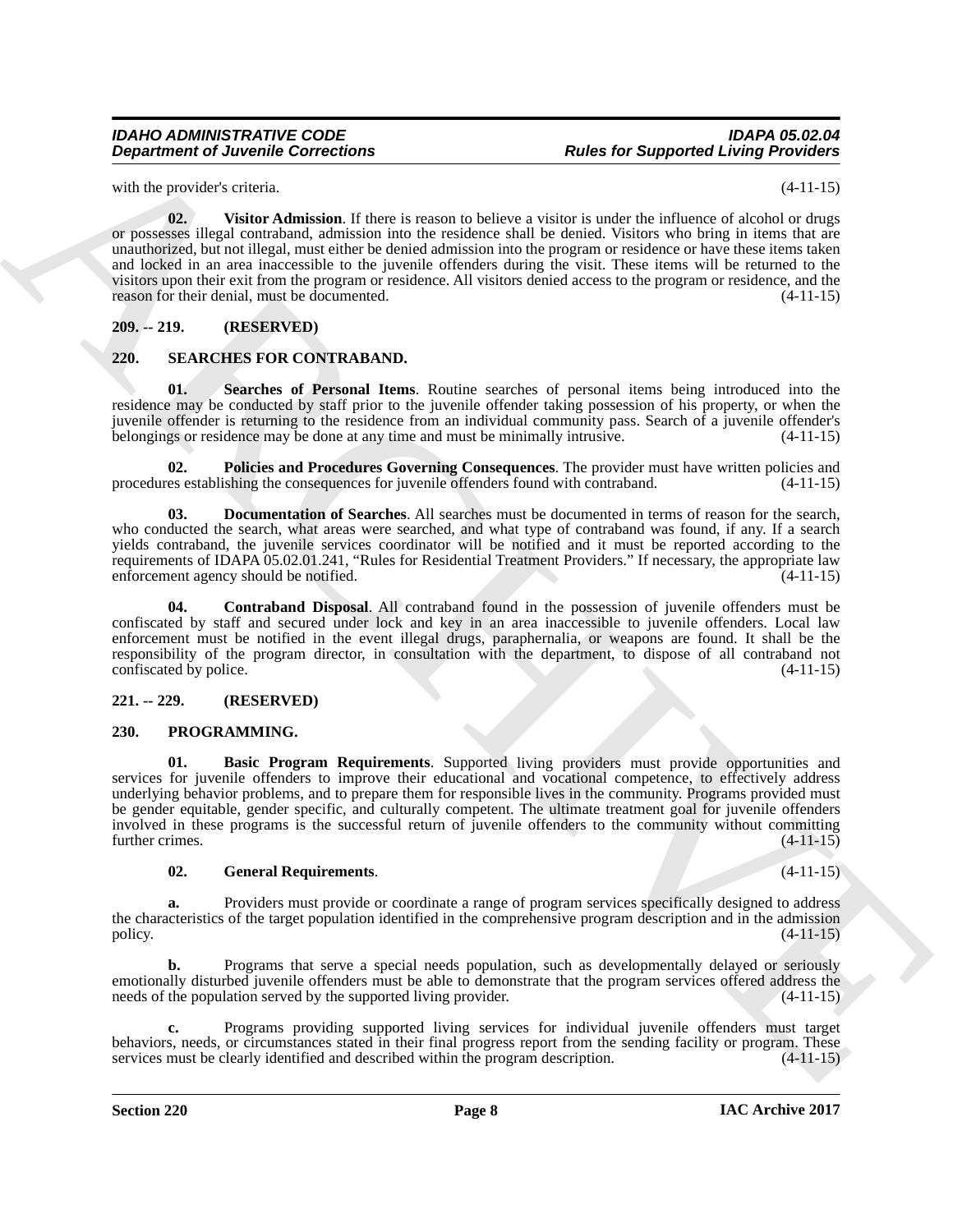with the provider's criteria. (4-11-15)

**02. Visitor Admission**. If there is reason to believe a visitor is under the influence of alcohol or drugs or possesses illegal contraband, admission into the residence shall be denied. Visitors who bring in items that are unauthorized, but not illegal, must either be denied admission into the program or residence or have these items taken and locked in an area inaccessible to the juvenile offenders during the visit. These items will be returned to the visitors upon their exit from the program or residence. All visitors denied access to the program or residence, and the reason for their denial, must be documented. (4-11-15)

## 209. -- 219. (RESERVED)

## 220. SEARCHES FOR CONTRABAND.

**01. Searches of Personal Items**. Routine searches of personal items being introduced into the residence may be conducted by staff prior to the juvenile offender taking possession of his property, or when the juvenile offender is returning to the residence from an individual community pass. Search of a juvenile offender's belongings or residence may be done at any time and must be minimally intrusive. (4-11-15)

**02. Policies and Procedures Governing Consequences**. The provider must have written policies and procedures establishing the consequences for juvenile offenders found with contraband. (4-11-15)

**03. Documentation of Searches**. All searches must be documented in terms of reason for the search, who conducted the search, what areas were searched, and what type of contraband was found, if any. If a search yields contraband, the juvenile services coordinator will be notified and it must be reported according to the requirements of IDAPA 05.02.01.241, "Rules for Residential Treatment Providers." If necessary, the appropriate law enforcement agency should be notified. (4-11-15)

**04. Contraband Disposal**. All contraband found in the possession of juvenile offenders must be confiscated by staff and secured under lock and key in an area inaccessible to juvenile offenders. Local law enforcement must be notified in the event illegal drugs, paraphernalia, or weapons are found. It shall be the responsibility of the program director, in consultation with the department, to dispose of all contraband not confiscated by police. (4-11-15)

## 221. -- 229. (RESERVED)

## 230. PROGRAMMING.

**01. Basic Program Requirements**. Supported living providers must provide opportunities and services for juvenile offenders to improve their educational and vocational competence, to effectively address underlying behavior problems, and to prepare them for responsible lives in the community. Programs provided must be gender equitable, gender specific, and culturally competent. The ultimate treatment goal for juvenile offenders involved in these programs is the successful return of juvenile offenders to the community without committing further crimes. (4-11-15)

**02. General Requirements**. (4-11-15)

**a.** Providers must provide or coordinate a range of program services specifically designed to address the characteristics of the target population identified in the comprehensive program description and in the admission policy. (4-11-15)

**b.** Programs that serve a special needs population, such as developmentally delayed or seriously emotionally disturbed juvenile offenders must be able to demonstrate that the program services offered address the needs of the population served by the supported living provider. (4-11-15)

**c.** Programs providing supported living services for individual juvenile offenders must target behaviors, needs, or circumstances stated in their final progress report from the sending facility or program. These services must be clearly identified and described within the program description. (4-11-15)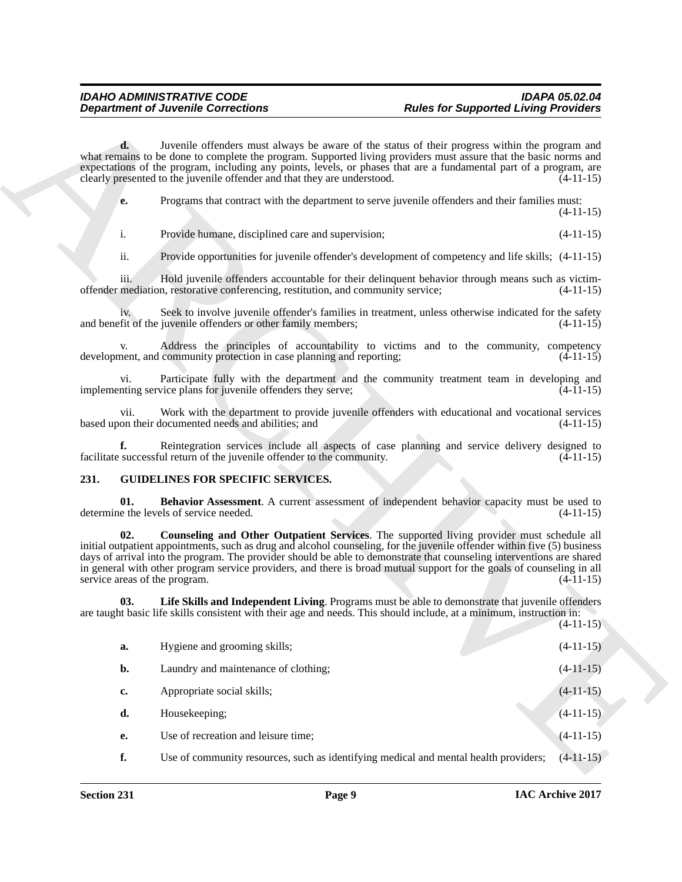**d.** Juvenile offenders must always be aware of the status of their progress within the program and what remains to be done to complete the program. Supported living providers must assure that the basic norms and expectations of the program, including any points, levels, or phases that are a fundamental part of a program, are clearly presented to the juvenile offender and that they are understood. (4-11-15)

**e.** Programs that contract with the department to serve juvenile offenders and their families must: (4-11-15)

i. Provide humane, disciplined care and supervision; (4-11-15)

ii. Provide opportunities for juvenile offender's development of competency and life skills; (4-11-15)

iii. Hold juvenile offenders accountable for their delinquent behavior through means such as victim-offender mediation, restorative conferencing, restitution, and community service; (4-11-15)

iv. Seek to involve juvenile offender's families in treatment, unless otherwise indicated for the safety and benefit of the juvenile offenders or other family members; (4-11-15)

v. Address the principles of accountability to victims and to the community, competency development, and community protection in case planning and reporting; (4-11-15)

vi. Participate fully with the department and the community treatment team in developing and implementing service plans for juvenile offenders they serve; (4-11-15)

vii. Work with the department to provide juvenile offenders with educational and vocational services based upon their documented needs and abilities; and (4-11-15)

**f.** Reintegration services include all aspects of case planning and service delivery designed to facilitate successful return of the juvenile offender to the community. (4-11-15)

## 231. GUIDELINES FOR SPECIFIC SERVICES.

**01. Behavior Assessment**. A current assessment of independent behavior capacity must be used to determine the levels of service needed. (4-11-15)

**02. Counseling and Other Outpatient Services**. The supported living provider must schedule all initial outpatient appointments, such as drug and alcohol counseling, for the juvenile offender within five (5) business days of arrival into the program. The provider should be able to demonstrate that counseling interventions are shared in general with other program service providers, and there is broad mutual support for the goals of counseling in all service areas of the program. (4-11-15)

**03. Life Skills and Independent Living**. Programs must be able to demonstrate that juvenile offenders are taught basic life skills consistent with their age and needs. This should include, at a minimum, instruction in: (4-11-15)

**a.** Hygiene and grooming skills; (4-11-15)

**b.** Laundry and maintenance of clothing; (4-11-15)

**c.** Appropriate social skills; (4-11-15)

**d.** Housekeeping; (4-11-15)

**e.** Use of recreation and leisure time; (4-11-15)

**f.** Use of community resources, such as identifying medical and mental health providers; (4-11-15)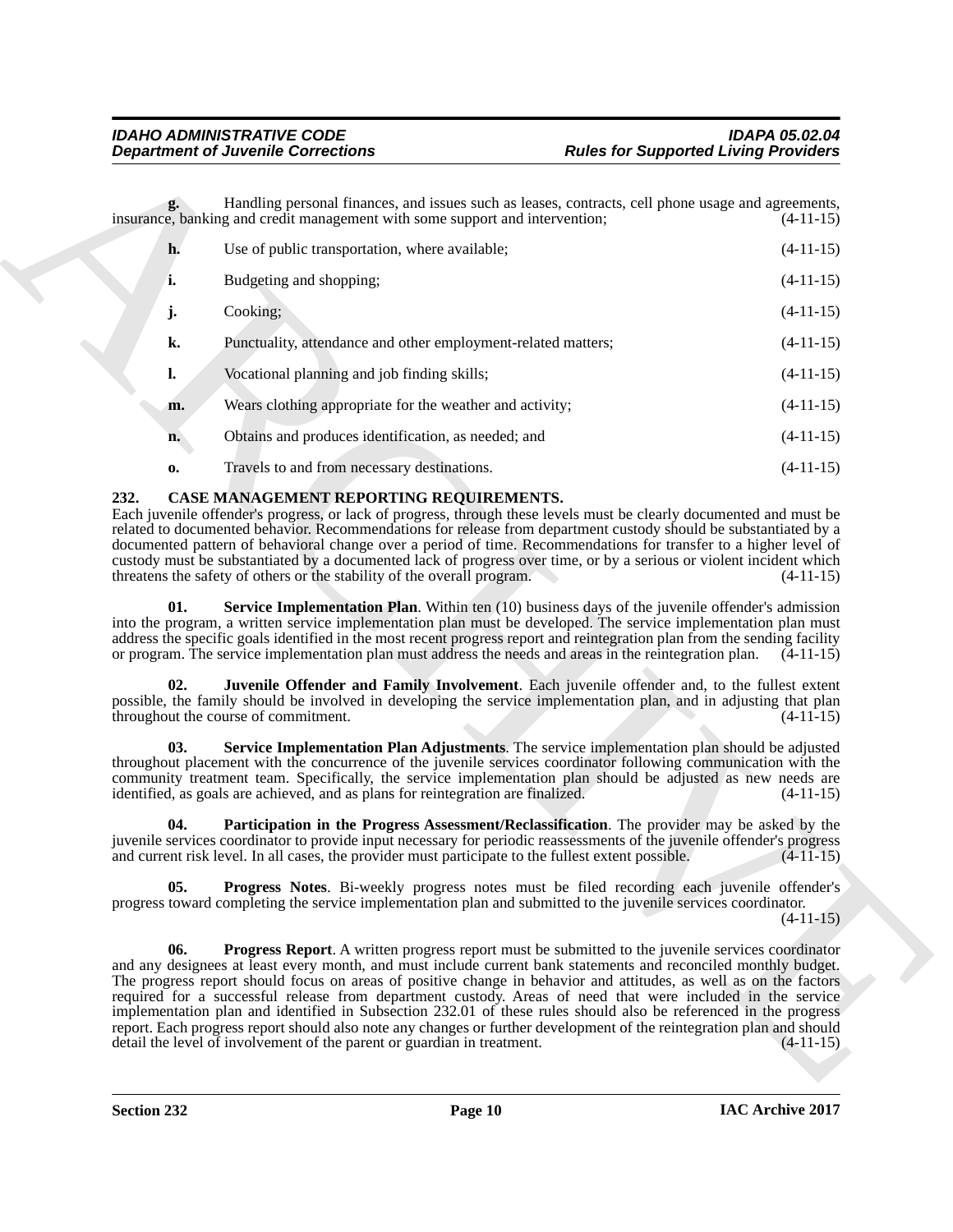**g.** Handling personal finances, and issues such as leases, contracts, cell phone usage and agreements, insurance, banking and credit management with some support and intervention; (4-11-15)

**h.** Use of public transportation, where available; (4-11-15)

**i.** Budgeting and shopping; (4-11-15)

**j.** Cooking; (4-11-15)

**k.** Punctuality, attendance and other employment-related matters; (4-11-15)

**l.** Vocational planning and job finding skills; (4-11-15)

**m.** Wears clothing appropriate for the weather and activity; (4-11-15)

**n.** Obtains and produces identification, as needed; and (4-11-15)

**o.** Travels to and from necessary destinations. (4-11-15)

## 232. CASE MANAGEMENT REPORTING REQUIREMENTS.

Each juvenile offender's progress, or lack of progress, through these levels must be clearly documented and must be related to documented behavior. Recommendations for release from department custody should be substantiated by a documented pattern of behavioral change over a period of time. Recommendations for transfer to a higher level of custody must be substantiated by a documented lack of progress over time, or by a serious or violent incident which threatens the safety of others or the stability of the overall program. (4-11-15)

**01. Service Implementation Plan**. Within ten (10) business days of the juvenile offender's admission into the program, a written service implementation plan must be developed. The service implementation plan must address the specific goals identified in the most recent progress report and reintegration plan from the sending facility or program. The service implementation plan must address the needs and areas in the reintegration plan. (4-11-15)

**02. Juvenile Offender and Family Involvement**. Each juvenile offender and, to the fullest extent possible, the family should be involved in developing the service implementation plan, and in adjusting that plan throughout the course of commitment. (4-11-15)

**03. Service Implementation Plan Adjustments**. The service implementation plan should be adjusted throughout placement with the concurrence of the juvenile services coordinator following communication with the community treatment team. Specifically, the service implementation plan should be adjusted as new needs are identified, as goals are achieved, and as plans for reintegration are finalized. (4-11-15)

**04. Participation in the Progress Assessment/Reclassification**. The provider may be asked by the juvenile services coordinator to provide input necessary for periodic reassessments of the juvenile offender's progress and current risk level. In all cases, the provider must participate to the fullest extent possible. (4-11-15)

**05. Progress Notes**. Bi-weekly progress notes must be filed recording each juvenile offender's progress toward completing the service implementation plan and submitted to the juvenile services coordinator. (4-11-15)

**06. Progress Report**. A written progress report must be submitted to the juvenile services coordinator and any designees at least every month, and must include current bank statements and reconciled monthly budget. The progress report should focus on areas of positive change in behavior and attitudes, as well as on the factors required for a successful release from department custody. Areas of need that were included in the service implementation plan and identified in Subsection 232.01 of these rules should also be referenced in the progress report. Each progress report should also note any changes or further development of the reintegration plan and should detail the level of involvement of the parent or guardian in treatment. (4-11-15)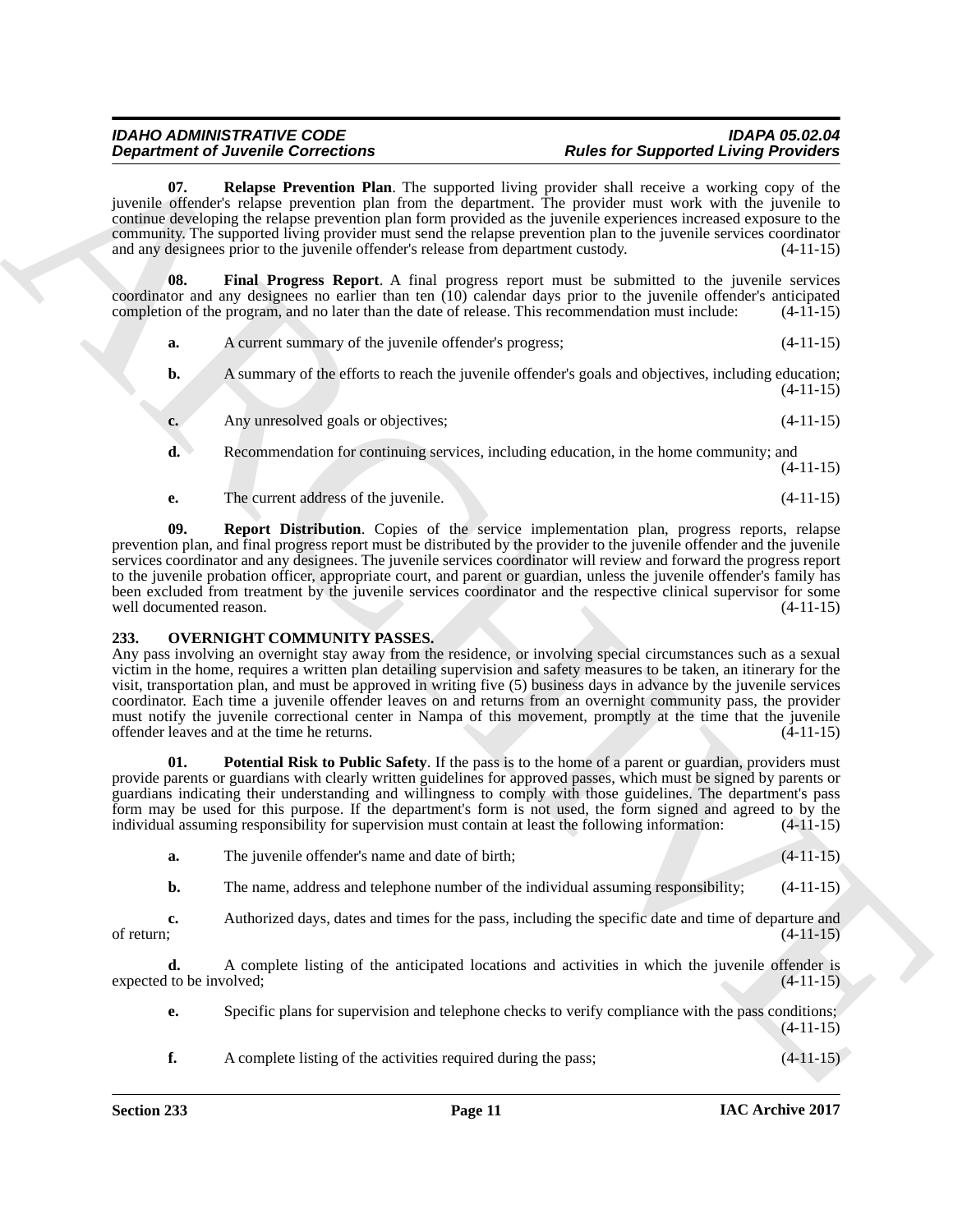**07. Relapse Prevention Plan**. The supported living provider shall receive a working copy of the juvenile offender's relapse prevention plan from the department. The provider must work with the juvenile to continue developing the relapse prevention plan form provided as the juvenile experiences increased exposure to the community. The supported living provider must send the relapse prevention plan to the juvenile services coordinator and any designees prior to the juvenile offender's release from department custody. (4-11-15)

**08. Final Progress Report**. A final progress report must be submitted to the juvenile services coordinator and any designees no earlier than ten (10) calendar days prior to the juvenile offender's anticipated completion of the program, and no later than the date of release. This recommendation must include: (4-11-15)

**a.** A current summary of the juvenile offender's progress; (4-11-15)

**b.** A summary of the efforts to reach the juvenile offender's goals and objectives, including education; (4-11-15)

**c.** Any unresolved goals or objectives; (4-11-15)

**d.** Recommendation for continuing services, including education, in the home community; and (4-11-15)

**e.** The current address of the juvenile. (4-11-15)

**09. Report Distribution**. Copies of the service implementation plan, progress reports, relapse prevention plan, and final progress report must be distributed by the provider to the juvenile offender and the juvenile services coordinator and any designees. The juvenile services coordinator will review and forward the progress report to the juvenile probation officer, appropriate court, and parent or guardian, unless the juvenile offender's family has been excluded from treatment by the juvenile services coordinator and the respective clinical supervisor for some well documented reason. (4-11-15)

## 233. OVERNIGHT COMMUNITY PASSES.

Any pass involving an overnight stay away from the residence, or involving special circumstances such as a sexual victim in the home, requires a written plan detailing supervision and safety measures to be taken, an itinerary for the visit, transportation plan, and must be approved in writing five (5) business days in advance by the juvenile services coordinator. Each time a juvenile offender leaves on and returns from an overnight community pass, the provider must notify the juvenile correctional center in Nampa of this movement, promptly at the time that the juvenile offender leaves and at the time he returns. (4-11-15)

**01. Potential Risk to Public Safety**. If the pass is to the home of a parent or guardian, providers must provide parents or guardians with clearly written guidelines for approved passes, which must be signed by parents or guardians indicating their understanding and willingness to comply with those guidelines. The department's pass form may be used for this purpose. If the department's form is not used, the form signed and agreed to by the individual assuming responsibility for supervision must contain at least the following information: (4-11-15)

**a.** The juvenile offender's name and date of birth; (4-11-15)

**b.** The name, address and telephone number of the individual assuming responsibility; (4-11-15)

**c.** Authorized days, dates and times for the pass, including the specific date and time of departure and of return; (4-11-15)

**d.** A complete listing of the anticipated locations and activities in which the juvenile offender is expected to be involved; (4-11-15)

**e.** Specific plans for supervision and telephone checks to verify compliance with the pass conditions; (4-11-15)

**f.** A complete listing of the activities required during the pass; (4-11-15)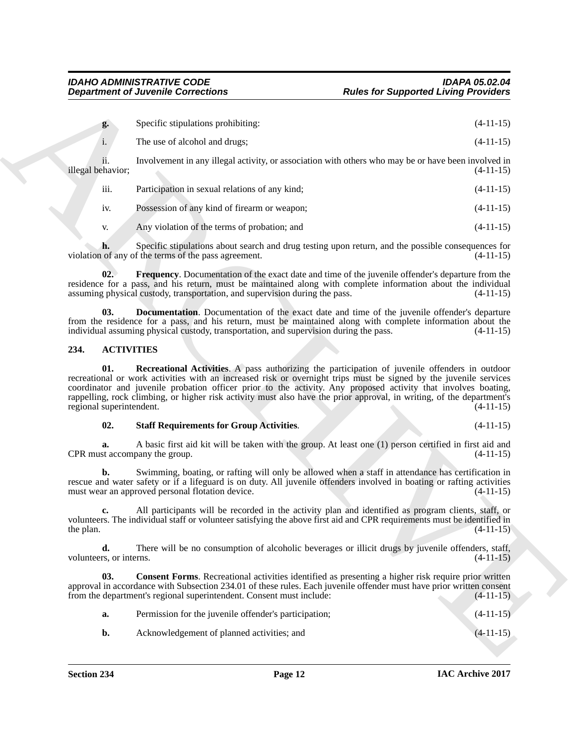**g.** Specific stipulations prohibiting: (4-11-15)

i. The use of alcohol and drugs; (4-11-15)

ii. Involvement in any illegal activity, or association with others who may be or have been involved in illegal behavior; (4-11-15)

iii. Participation in sexual relations of any kind; (4-11-15)

iv. Possession of any kind of firearm or weapon; (4-11-15)

v. Any violation of the terms of probation; and (4-11-15)

**h.** Specific stipulations about search and drug testing upon return, and the possible consequences for violation of any of the terms of the pass agreement. (4-11-15)

**02. Frequency**. Documentation of the exact date and time of the juvenile offender's departure from the residence for a pass, and his return, must be maintained along with complete information about the individual assuming physical custody, transportation, and supervision during the pass. (4-11-15)

**03. Documentation**. Documentation of the exact date and time of the juvenile offender's departure from the residence for a pass, and his return, must be maintained along with complete information about the individual assuming physical custody, transportation, and supervision during the pass. (4-11-15)

## 234. ACTIVITIES

**01. Recreational Activities**. A pass authorizing the participation of juvenile offenders in outdoor recreational or work activities with an increased risk or overnight trips must be signed by the juvenile services coordinator and juvenile probation officer prior to the activity. Any proposed activity that involves boating, rappelling, rock climbing, or higher risk activity must also have the prior approval, in writing, of the department's regional superintendent. (4-11-15)

**02. Staff Requirements for Group Activities**. (4-11-15)

**a.** A basic first aid kit will be taken with the group. At least one (1) person certified in first aid and CPR must accompany the group. (4-11-15)

**b.** Swimming, boating, or rafting will only be allowed when a staff in attendance has certification in rescue and water safety or if a lifeguard is on duty. All juvenile offenders involved in boating or rafting activities must wear an approved personal flotation device. (4-11-15)

**c.** All participants will be recorded in the activity plan and identified as program clients, staff, or volunteers. The individual staff or volunteer satisfying the above first aid and CPR requirements must be identified in the plan. (4-11-15)

**d.** There will be no consumption of alcoholic beverages or illicit drugs by juvenile offenders, staff, volunteers, or interns. (4-11-15)

**03. Consent Forms**. Recreational activities identified as presenting a higher risk require prior written approval in accordance with Subsection 234.01 of these rules. Each juvenile offender must have prior written consent from the department's regional superintendent. Consent must include: (4-11-15)

**a.** Permission for the juvenile offender's participation; (4-11-15)

**b.** Acknowledgement of planned activities; and (4-11-15)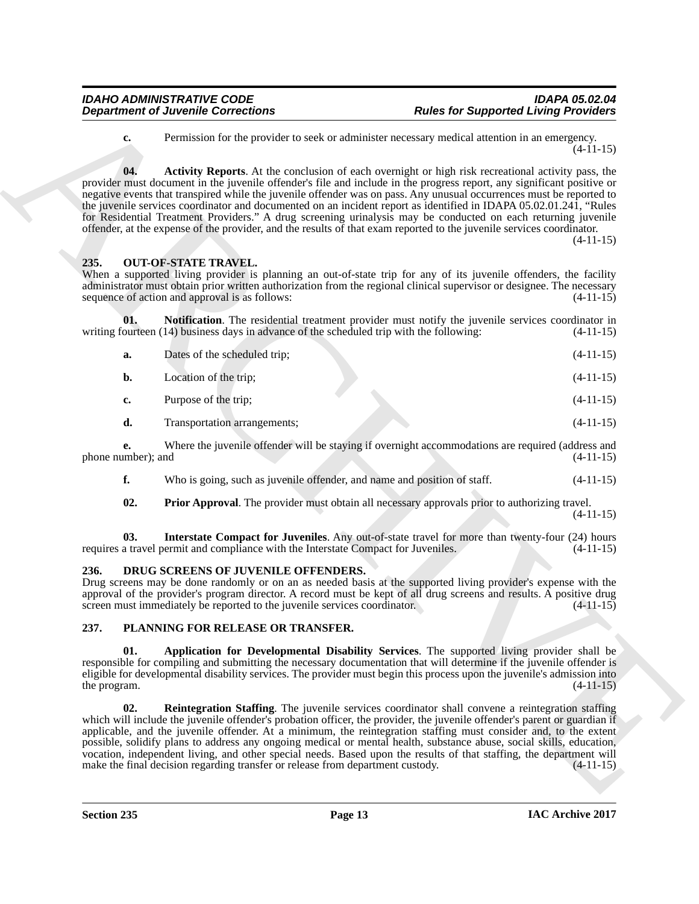**c.** Permission for the provider to seek or administer necessary medical attention in an emergency. (4-11-15)

**04. Activity Reports**. At the conclusion of each overnight or high risk recreational activity pass, the provider must document in the juvenile offender's file and include in the progress report, any significant positive or negative events that transpired while the juvenile offender was on pass. Any unusual occurrences must be reported to the juvenile services coordinator and documented on an incident report as identified in IDAPA 05.02.01.241, "Rules for Residential Treatment Providers." A drug screening urinalysis may be conducted on each returning juvenile offender, at the expense of the provider, and the results of that exam reported to the juvenile services coordinator. (4-11-15)

## 235. OUT-OF-STATE TRAVEL.

When a supported living provider is planning an out-of-state trip for any of its juvenile offenders, the facility administrator must obtain prior written authorization from the regional clinical supervisor or designee. The necessary sequence of action and approval is as follows: (4-11-15)

**01. Notification**. The residential treatment provider must notify the juvenile services coordinator in writing fourteen (14) business days in advance of the scheduled trip with the following: (4-11-15)

**a.** Dates of the scheduled trip; (4-11-15)

**b.** Location of the trip; (4-11-15)

**c.** Purpose of the trip; (4-11-15)

**d.** Transportation arrangements; (4-11-15)

**e.** Where the juvenile offender will be staying if overnight accommodations are required (address and phone number); and (4-11-15)

**f.** Who is going, such as juvenile offender, and name and position of staff. (4-11-15)

**02. Prior Approval**. The provider must obtain all necessary approvals prior to authorizing travel. (4-11-15)

**03. Interstate Compact for Juveniles**. Any out-of-state travel for more than twenty-four (24) hours requires a travel permit and compliance with the Interstate Compact for Juveniles. (4-11-15)

## 236. DRUG SCREENS OF JUVENILE OFFENDERS.

Drug screens may be done randomly or on an as needed basis at the supported living provider's expense with the approval of the provider's program director. A record must be kept of all drug screens and results. A positive drug screen must immediately be reported to the juvenile services coordinator. (4-11-15)

## 237. PLANNING FOR RELEASE OR TRANSFER.

**01. Application for Developmental Disability Services**. The supported living provider shall be responsible for compiling and submitting the necessary documentation that will determine if the juvenile offender is eligible for developmental disability services. The provider must begin this process upon the juvenile's admission into the program. (4-11-15)

**02. Reintegration Staffing**. The juvenile services coordinator shall convene a reintegration staffing which will include the juvenile offender's probation officer, the provider, the juvenile offender's parent or guardian if applicable, and the juvenile offender. At a minimum, the reintegration staffing must consider and, to the extent possible, solidify plans to address any ongoing medical or mental health, substance abuse, social skills, education, vocation, independent living, and other special needs. Based upon the results of that staffing, the department will make the final decision regarding transfer or release from department custody. (4-11-15)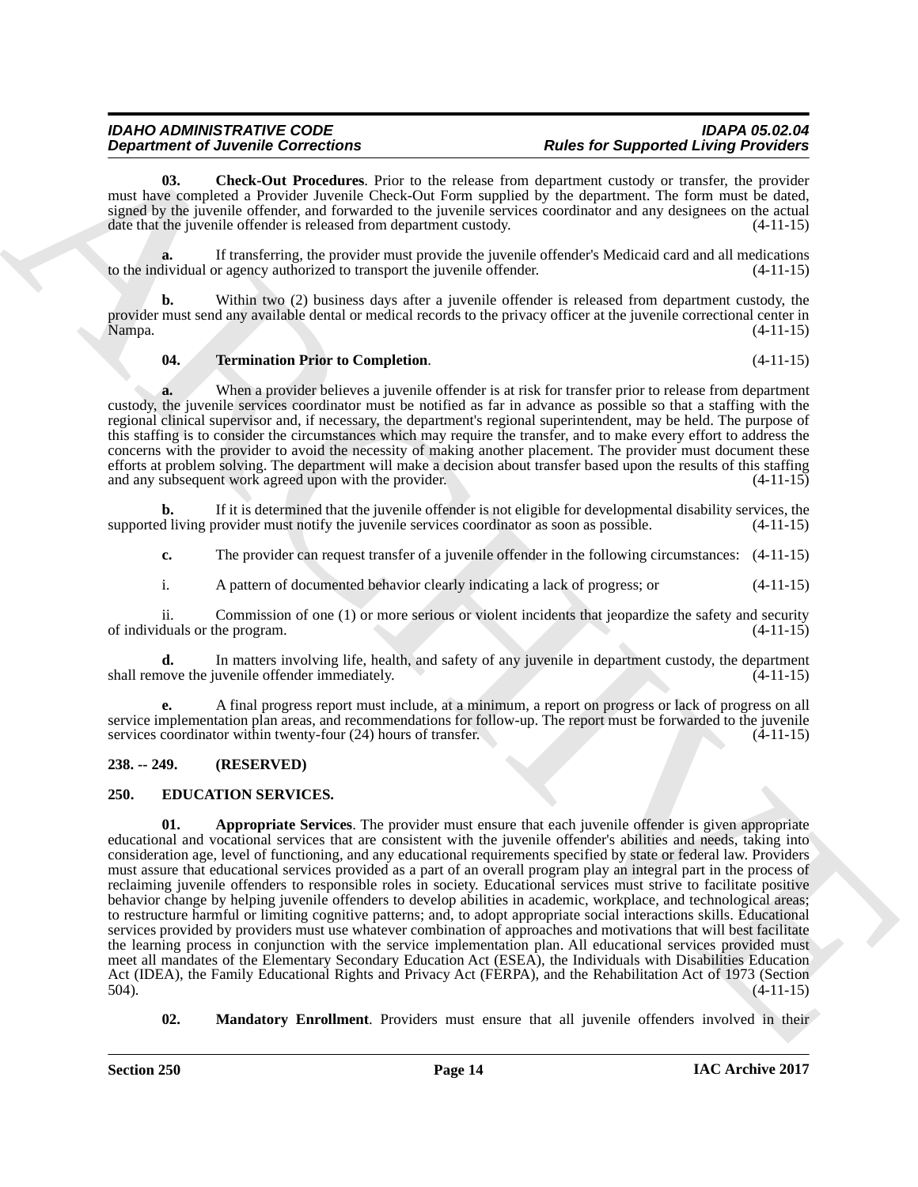**03. Check-Out Procedures**. Prior to the release from department custody or transfer, the provider must have completed a Provider Juvenile Check-Out Form supplied by the department. The form must be dated, signed by the juvenile offender, and forwarded to the juvenile services coordinator and any designees on the actual date that the juvenile offender is released from department custody. (4-11-15)

**a.** If transferring, the provider must provide the juvenile offender's Medicaid card and all medications to the individual or agency authorized to transport the juvenile offender. (4-11-15)

**b.** Within two (2) business days after a juvenile offender is released from department custody, the provider must send any available dental or medical records to the privacy officer at the juvenile correctional center in Nampa. (4-11-15)

**04. Termination Prior to Completion**. (4-11-15)

**a.** When a provider believes a juvenile offender is at risk for transfer prior to release from department custody, the juvenile services coordinator must be notified as far in advance as possible so that a staffing with the regional clinical supervisor and, if necessary, the department's regional superintendent, may be held. The purpose of this staffing is to consider the circumstances which may require the transfer, and to make every effort to address the concerns with the provider to avoid the necessity of making another placement. The provider must document these efforts at problem solving. The department will make a decision about transfer based upon the results of this staffing and any subsequent work agreed upon with the provider. (4-11-15)

**b.** If it is determined that the juvenile offender is not eligible for developmental disability services, the supported living provider must notify the juvenile services coordinator as soon as possible. (4-11-15)

**c.** The provider can request transfer of a juvenile offender in the following circumstances: (4-11-15)

i. A pattern of documented behavior clearly indicating a lack of progress; or (4-11-15)

ii. Commission of one (1) or more serious or violent incidents that jeopardize the safety and security of individuals or the program. (4-11-15)

**d.** In matters involving life, health, and safety of any juvenile in department custody, the department shall remove the juvenile offender immediately. (4-11-15)

**e.** A final progress report must include, at a minimum, a report on progress or lack of progress on all service implementation plan areas, and recommendations for follow-up. The report must be forwarded to the juvenile services coordinator within twenty-four (24) hours of transfer. (4-11-15)

## 238. -- 249. (RESERVED)

## 250. EDUCATION SERVICES.

**01. Appropriate Services**. The provider must ensure that each juvenile offender is given appropriate educational and vocational services that are consistent with the juvenile offender's abilities and needs, taking into consideration age, level of functioning, and any educational requirements specified by state or federal law. Providers must assure that educational services provided as a part of an overall program play an integral part in the process of reclaiming juvenile offenders to responsible roles in society. Educational services must strive to facilitate positive behavior change by helping juvenile offenders to develop abilities in academic, workplace, and technological areas; to restructure harmful or limiting cognitive patterns; and, to adopt appropriate social interactions skills. Educational services provided by providers must use whatever combination of approaches and motivations that will best facilitate the learning process in conjunction with the service implementation plan. All educational services provided must meet all mandates of the Elementary Secondary Education Act (ESEA), the Individuals with Disabilities Education Act (IDEA), the Family Educational Rights and Privacy Act (FERPA), and the Rehabilitation Act of 1973 (Section 504). (4-11-15)

**02. Mandatory Enrollment**. Providers must ensure that all juvenile offenders involved in their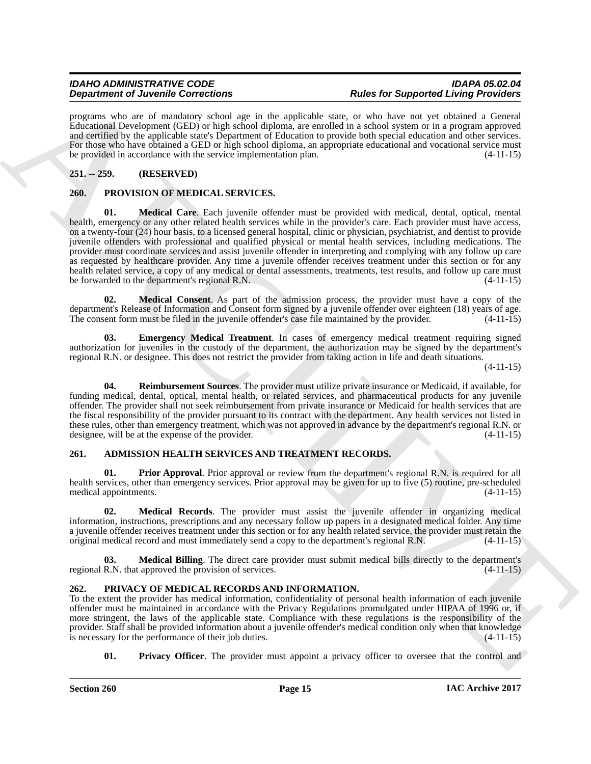programs who are of mandatory school age in the applicable state, or who have not yet obtained a General Educational Development (GED) or high school diploma, are enrolled in a school system or in a program approved and certified by the applicable state's Department of Education to provide both special education and other services. For those who have obtained a GED or high school diploma, an appropriate educational and vocational service must be provided in accordance with the service implementation plan. (4-11-15)

### 251. -- 259. (RESERVED)

### 260. PROVISION OF MEDICAL SERVICES.

**01. Medical Care**. Each juvenile offender must be provided with medical, dental, optical, mental health, emergency or any other related health services while in the provider's care. Each provider must have access, on a twenty-four (24) hour basis, to a licensed general hospital, clinic or physician, psychiatrist, and dentist to provide juvenile offenders with professional and qualified physical or mental health services, including medications. The provider must coordinate services and assist juvenile offender in interpreting and complying with any follow up care as requested by healthcare provider. Any time a juvenile offender receives treatment under this section or for any health related service, a copy of any medical or dental assessments, treatments, test results, and follow up care must be forwarded to the department's regional R.N. (4-11-15)

**02. Medical Consent**. As part of the admission process, the provider must have a copy of the department's Release of Information and Consent form signed by a juvenile offender over eighteen (18) years of age. The consent form must be filed in the juvenile offender's case file maintained by the provider. (4-11-15)

**03. Emergency Medical Treatment**. In cases of emergency medical treatment requiring signed authorization for juveniles in the custody of the department, the authorization may be signed by the department's regional R.N. or designee. This does not restrict the provider from taking action in life and death situations. (4-11-15)

**04. Reimbursement Sources**. The provider must utilize private insurance or Medicaid, if available, for funding medical, dental, optical, mental health, or related services, and pharmaceutical products for any juvenile offender. The provider shall not seek reimbursement from private insurance or Medicaid for health services that are the fiscal responsibility of the provider pursuant to its contract with the department. Any health services not listed in these rules, other than emergency treatment, which was not approved in advance by the department's regional R.N. or designee, will be at the expense of the provider. (4-11-15)

### 261. ADMISSION HEALTH SERVICES AND TREATMENT RECORDS.

**01. Prior Approval**. Prior approval or review from the department's regional R.N. is required for all health services, other than emergency services. Prior approval may be given for up to five (5) routine, pre-scheduled medical appointments. (4-11-15)

**02. Medical Records**. The provider must assist the juvenile offender in organizing medical information, instructions, prescriptions and any necessary follow up papers in a designated medical folder. Any time a juvenile offender receives treatment under this section or for any health related service, the provider must retain the original medical record and must immediately send a copy to the department's regional R.N. (4-11-15)

**03. Medical Billing**. The direct care provider must submit medical bills directly to the department's regional R.N. that approved the provision of services. (4-11-15)

### 262. PRIVACY OF MEDICAL RECORDS AND INFORMATION.

To the extent the provider has medical information, confidentiality of personal health information of each juvenile offender must be maintained in accordance with the Privacy Regulations promulgated under HIPAA of 1996 or, if more stringent, the laws of the applicable state. Compliance with these regulations is the responsibility of the provider. Staff shall be provided information about a juvenile offender's medical condition only when that knowledge is necessary for the performance of their job duties. (4-11-15)

**01. Privacy Officer**. The provider must appoint a privacy officer to oversee that the control and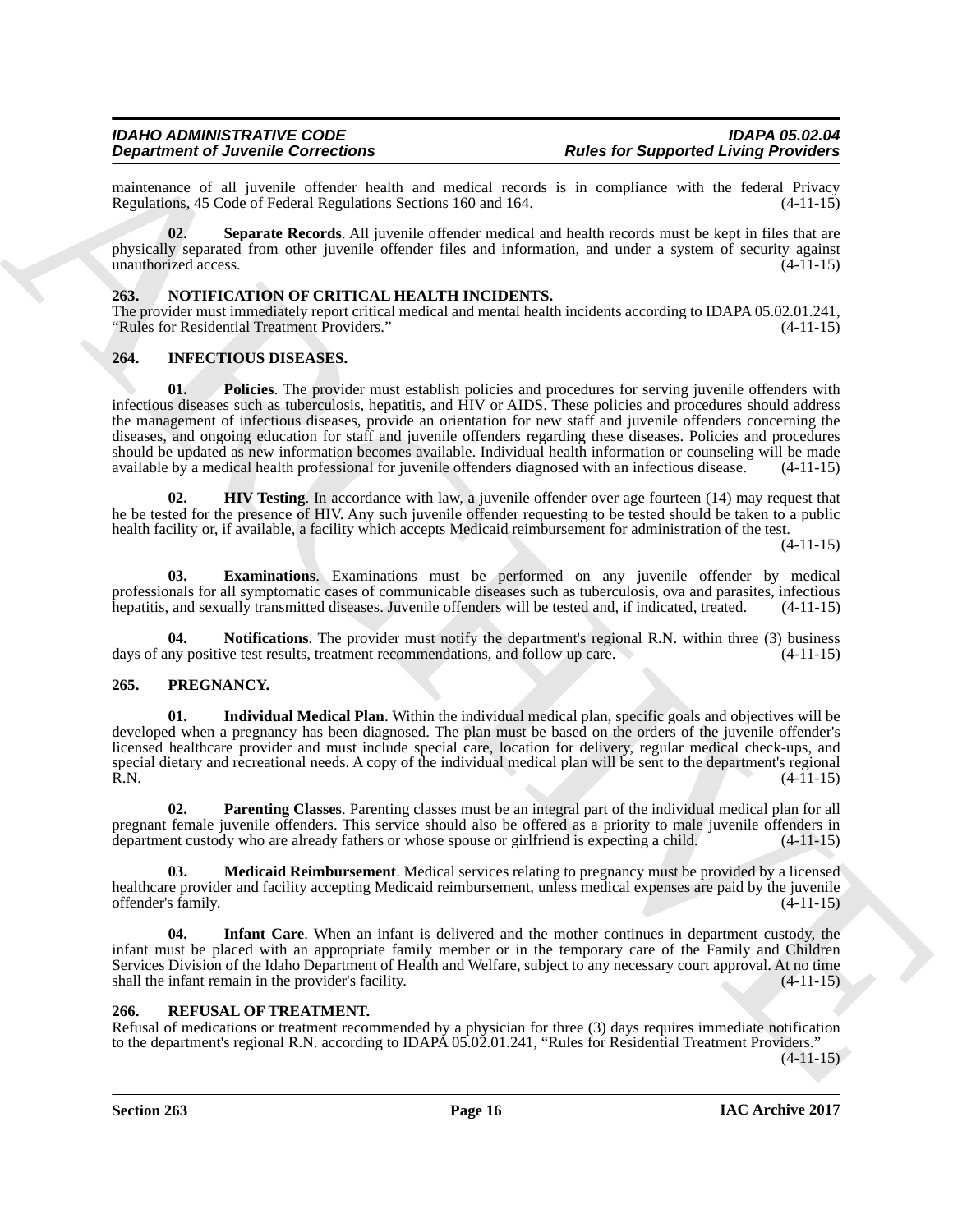maintenance of all juvenile offender health and medical records is in compliance with the federal Privacy Regulations, 45 Code of Federal Regulations Sections 160 and 164. (4-11-15)

**02. Separate Records**. All juvenile offender medical and health records must be kept in files that are physically separated from other juvenile offender files and information, and under a system of security against unauthorized access. (4-11-15)

## 263. NOTIFICATION OF CRITICAL HEALTH INCIDENTS.

The provider must immediately report critical medical and mental health incidents according to IDAPA 05.02.01.241, "Rules for Residential Treatment Providers." (4-11-15)

## 264. INFECTIOUS DISEASES.

**01. Policies**. The provider must establish policies and procedures for serving juvenile offenders with infectious diseases such as tuberculosis, hepatitis, and HIV or AIDS. These policies and procedures should address the management of infectious diseases, provide an orientation for new staff and juvenile offenders concerning the diseases, and ongoing education for staff and juvenile offenders regarding these diseases. Policies and procedures should be updated as new information becomes available. Individual health information or counseling will be made available by a medical health professional for juvenile offenders diagnosed with an infectious disease. (4-11-15)

**02. HIV Testing**. In accordance with law, a juvenile offender over age fourteen (14) may request that he be tested for the presence of HIV. Any such juvenile offender requesting to be tested should be taken to a public health facility or, if available, a facility which accepts Medicaid reimbursement for administration of the test. (4-11-15)

**03. Examinations**. Examinations must be performed on any juvenile offender by medical professionals for all symptomatic cases of communicable diseases such as tuberculosis, ova and parasites, infectious hepatitis, and sexually transmitted diseases. Juvenile offenders will be tested and, if indicated, treated. (4-11-15)

**04. Notifications**. The provider must notify the department's regional R.N. within three (3) business days of any positive test results, treatment recommendations, and follow up care. (4-11-15)

## 265. PREGNANCY.

**01. Individual Medical Plan**. Within the individual medical plan, specific goals and objectives will be developed when a pregnancy has been diagnosed. The plan must be based on the orders of the juvenile offender's licensed healthcare provider and must include special care, location for delivery, regular medical check-ups, and special dietary and recreational needs. A copy of the individual medical plan will be sent to the department's regional R.N. (4-11-15)

**02. Parenting Classes**. Parenting classes must be an integral part of the individual medical plan for all pregnant female juvenile offenders. This service should also be offered as a priority to male juvenile offenders in department custody who are already fathers or whose spouse or girlfriend is expecting a child. (4-11-15)

**03. Medicaid Reimbursement**. Medical services relating to pregnancy must be provided by a licensed healthcare provider and facility accepting Medicaid reimbursement, unless medical expenses are paid by the juvenile offender's family. (4-11-15)

**04. Infant Care**. When an infant is delivered and the mother continues in department custody, the infant must be placed with an appropriate family member or in the temporary care of the Family and Children Services Division of the Idaho Department of Health and Welfare, subject to any necessary court approval. At no time shall the infant remain in the provider's facility. (4-11-15)

## 266. REFUSAL OF TREATMENT.

Refusal of medications or treatment recommended by a physician for three (3) days requires immediate notification to the department's regional R.N. according to IDAPA 05.02.01.241, "Rules for Residential Treatment Providers." (4-11-15)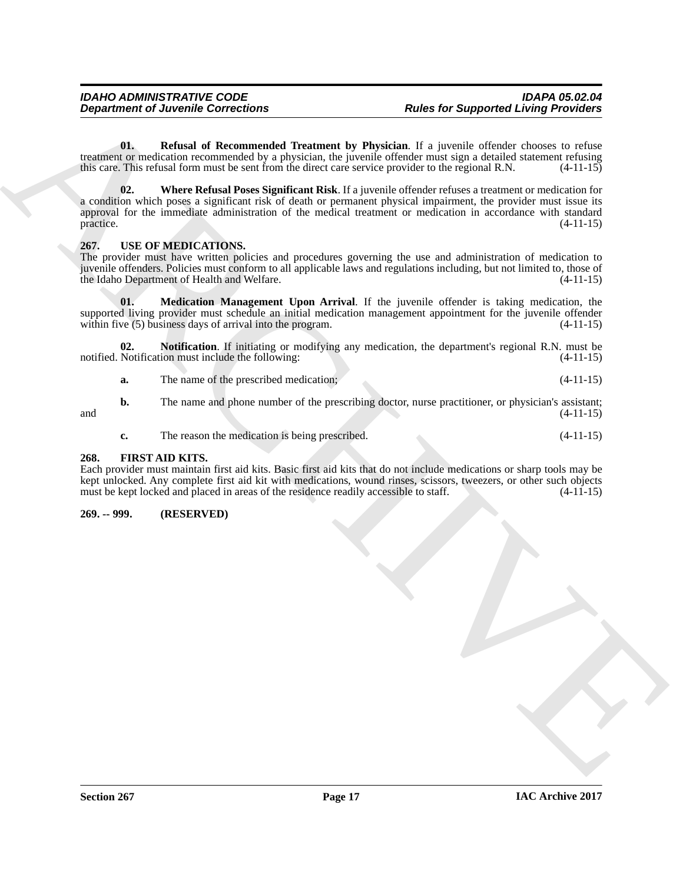**01. Refusal of Recommended Treatment by Physician**. If a juvenile offender chooses to refuse treatment or medication recommended by a physician, the juvenile offender must sign a detailed statement refusing this care. This refusal form must be sent from the direct care service provider to the regional R.N. (4-11-15)

**02. Where Refusal Poses Significant Risk**. If a juvenile offender refuses a treatment or medication for a condition which poses a significant risk of death or permanent physical impairment, the provider must issue its approval for the immediate administration of the medical treatment or medication in accordance with standard practice. (4-11-15)

## 267. USE OF MEDICATIONS.

The provider must have written policies and procedures governing the use and administration of medication to juvenile offenders. Policies must conform to all applicable laws and regulations including, but not limited to, those of the Idaho Department of Health and Welfare. (4-11-15)

**01. Medication Management Upon Arrival**. If the juvenile offender is taking medication, the supported living provider must schedule an initial medication management appointment for the juvenile offender within five (5) business days of arrival into the program. (4-11-15)

**02. Notification**. If initiating or modifying any medication, the department's regional R.N. must be notified. Notification must include the following: (4-11-15)

**a.** The name of the prescribed medication; (4-11-15)

**b.** The name and phone number of the prescribing doctor, nurse practitioner, or physician's assistant; and (4-11-15)

**c.** The reason the medication is being prescribed. (4-11-15)

## 268. FIRST AID KITS.

Each provider must maintain first aid kits. Basic first aid kits that do not include medications or sharp tools may be kept unlocked. Any complete first aid kit with medications, wound rinses, scissors, tweezers, or other such objects must be kept locked and placed in areas of the residence readily accessible to staff. (4-11-15)

## 269. -- 999. (RESERVED)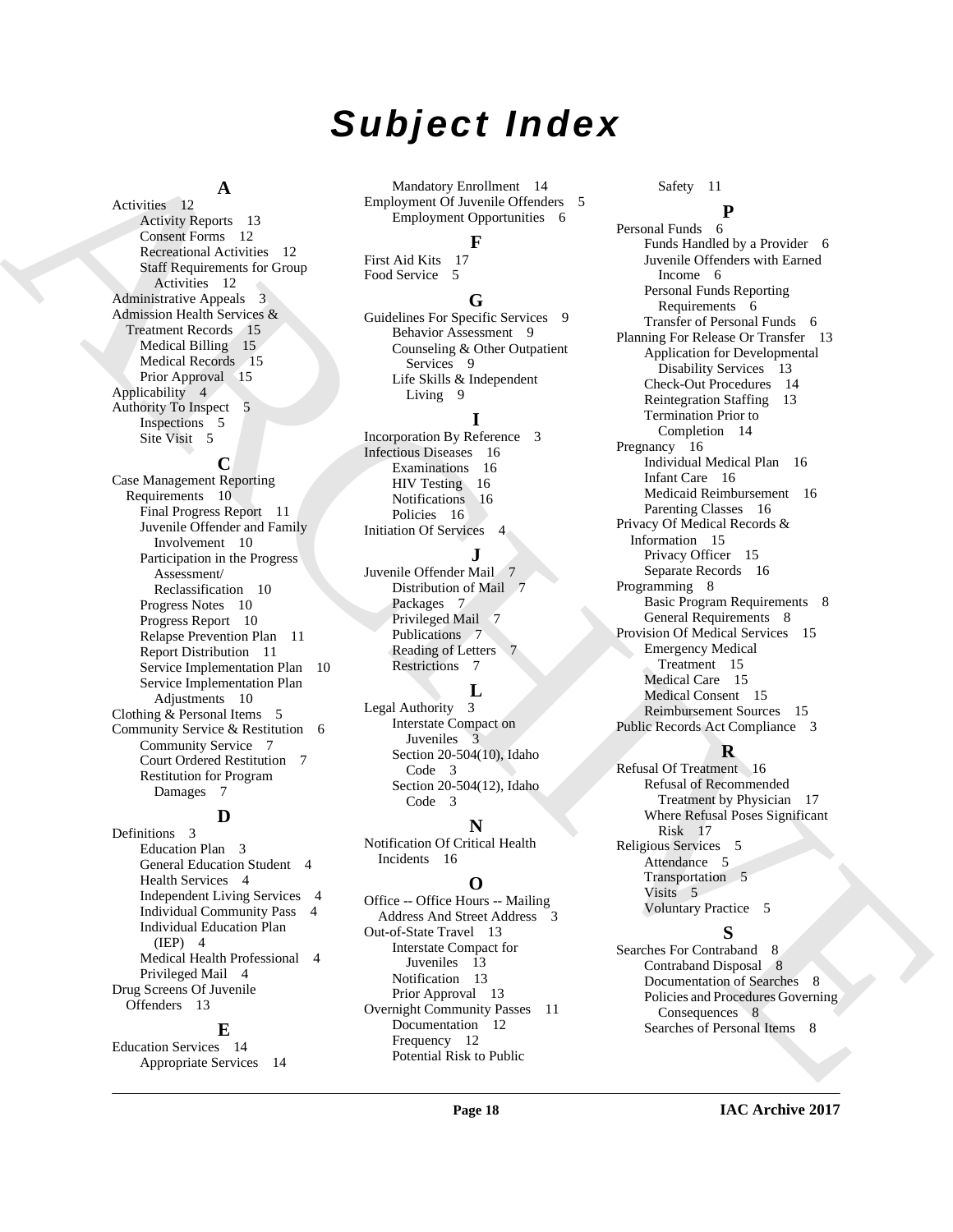# Subject Index

## A

Activities 12
- Activity Reports 13
- Consent Forms 12
- Recreational Activities 12
- Staff Requirements for Group Activities 12

Administrative Appeals 3

Admission Health Services & Treatment Records 15
- Medical Billing 15
- Medical Records 15
- Prior Approval 15

Applicability 4

Authority To Inspect 5
- Inspections 5
- Site Visit 5

## C

Case Management Reporting Requirements 10
- Final Progress Report 11
- Juvenile Offender and Family Involvement 10
- Participation in the Progress Assessment/ Reclassification 10
- Progress Notes 10
- Progress Report 10
- Relapse Prevention Plan 11
- Report Distribution 11
- Service Implementation Plan 10
- Service Implementation Plan Adjustments 10

Clothing & Personal Items 5

Community Service & Restitution 6
- Community Service 7
- Court Ordered Restitution 7
- Restitution for Program Damages 7

## D

Definitions 3
- Education Plan 3
- General Education Student 4
- Health Services 4
- Independent Living Services 4
- Individual Community Pass 4
- Individual Education Plan (IEP) 4
- Medical Health Professional 4
- Privileged Mail 4

Drug Screens Of Juvenile Offenders 13

## E

Education Services 14
- Appropriate Services 14
- Mandatory Enrollment 14

Employment Of Juvenile Offenders 5
- Employment Opportunities 6

## F

First Aid Kits 17

Food Service 5

## G

Guidelines For Specific Services 9
- Behavior Assessment 9
- Counseling & Other Outpatient Services 9
- Life Skills & Independent Living 9

## I

Incorporation By Reference 3

Infectious Diseases 16
- Examinations 16
- HIV Testing 16
- Notifications 16
- Policies 16

Initiation Of Services 4

## J

Juvenile Offender Mail 7
- Distribution of Mail 7
- Packages 7
- Privileged Mail 7
- Publications 7
- Reading of Letters 7
- Restrictions 7

## L

Legal Authority 3
- Interstate Compact on Juveniles 3
- Section 20-504(10), Idaho Code 3
- Section 20-504(12), Idaho Code 3

## N

Notification Of Critical Health Incidents 16

## O

Office -- Office Hours -- Mailing Address And Street Address 3

Out-of-State Travel 13
- Interstate Compact for Juveniles 13
- Notification 13
- Prior Approval 13

Overnight Community Passes 11
- Documentation 12
- Frequency 12
- Potential Risk to Public Safety 11

## P

Personal Funds 6
- Funds Handled by a Provider 6
- Juvenile Offenders with Earned Income 6
- Personal Funds Reporting Requirements 6
- Transfer of Personal Funds 6

Planning For Release Or Transfer 13
- Application for Developmental Disability Services 13
- Check-Out Procedures 14
- Reintegration Staffing 13
- Termination Prior to Completion 14

Pregnancy 16
- Individual Medical Plan 16
- Infant Care 16
- Medicaid Reimbursement 16
- Parenting Classes 16

Privacy Of Medical Records & Information 15
- Privacy Officer 15
- Separate Records 16

Programming 8
- Basic Program Requirements 8
- General Requirements 8

Provision Of Medical Services 15
- Emergency Medical Treatment 15
- Medical Care 15
- Medical Consent 15
- Reimbursement Sources 15

Public Records Act Compliance 3

## R

Refusal Of Treatment 16
- Refusal of Recommended Treatment by Physician 17
- Where Refusal Poses Significant Risk 17

Religious Services 5
- Attendance 5
- Transportation 5
- Visits 5
- Voluntary Practice 5

## S

Searches For Contraband 8
- Contraband Disposal 8
- Documentation of Searches 8
- Policies and Procedures Governing Consequences 8
- Searches of Personal Items 8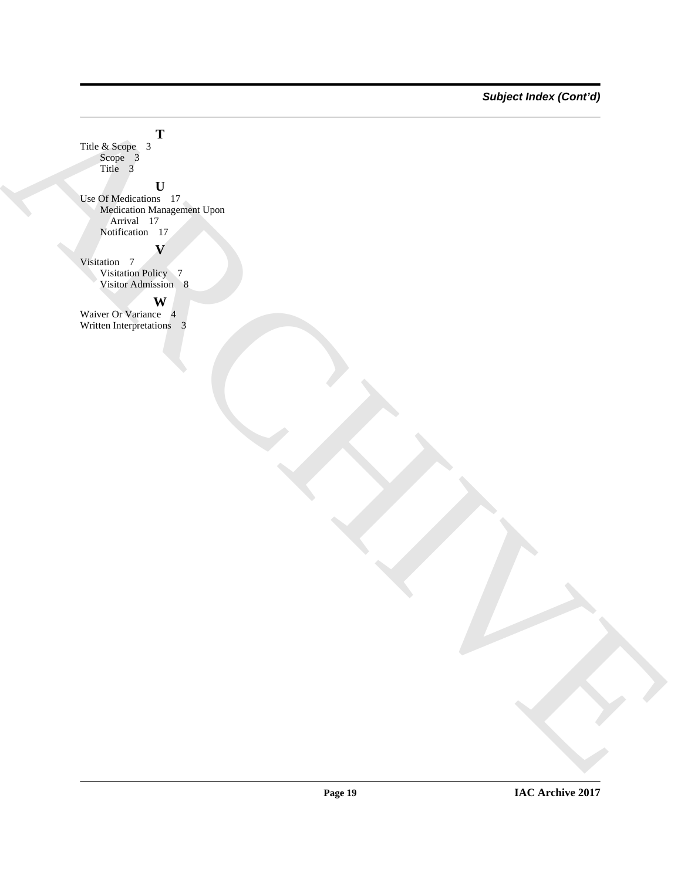## Subject Index (Cont'd)

### T

Title & Scope 3
- Scope 3
- Title 3

### U

Use Of Medications 17
- Medication Management Upon Arrival 17
- Notification 17

### V

Visitation 7
- Visitation Policy 7
- Visitor Admission 8

### W

Waiver Or Variance 4
Written Interpretations 3